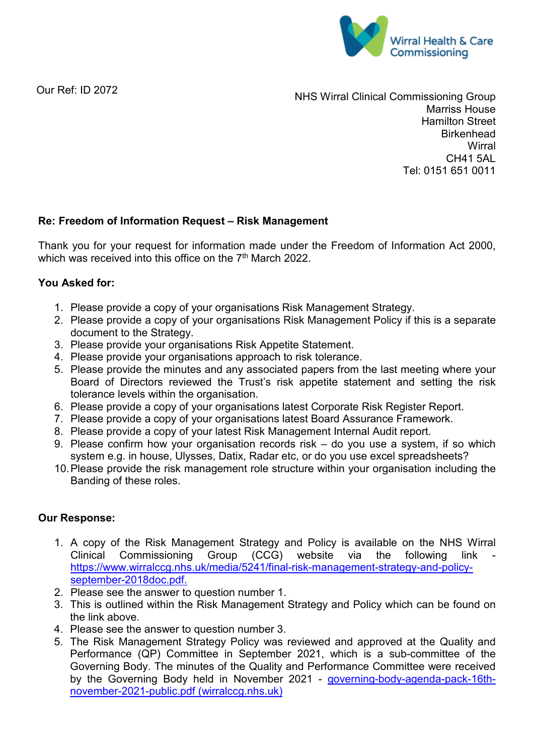Wirral Health & Care Commissioning

Our Ref: ID 2072

NHS Wirral Clinical Commissioning Group
Marriss House
Hamilton Street
Birkenhead
Wirral
CH41 5AL
Tel: 0151 651 0011

**Re: Freedom of Information Request – Risk Management**

Thank you for your request for information made under the Freedom of Information Act 2000, which was received into this office on the 7th March 2022.

**You Asked for:**

1. Please provide a copy of your organisations Risk Management Strategy.
2. Please provide a copy of your organisations Risk Management Policy if this is a separate document to the Strategy.
3. Please provide your organisations Risk Appetite Statement.
4. Please provide your organisations approach to risk tolerance.
5. Please provide the minutes and any associated papers from the last meeting where your Board of Directors reviewed the Trust's risk appetite statement and setting the risk tolerance levels within the organisation.
6. Please provide a copy of your organisations latest Corporate Risk Register Report.
7. Please provide a copy of your organisations latest Board Assurance Framework.
8. Please provide a copy of your latest Risk Management Internal Audit report.
9. Please confirm how your organisation records risk – do you use a system, if so which system e.g. in house, Ulysses, Datix, Radar etc, or do you use excel spreadsheets?
10. Please provide the risk management role structure within your organisation including the Banding of these roles.

**Our Response:**

1. A copy of the Risk Management Strategy and Policy is available on the NHS Wirral Clinical Commissioning Group (CCG) website via the following link - [https://www.wirralccg.nhs.uk/media/5241/final-risk-management-strategy-and-policy-september-2018doc.pdf.](https://www.wirralccg.nhs.uk/media/5241/final-risk-management-strategy-and-policy-september-2018doc.pdf)
2. Please see the answer to question number 1.
3. This is outlined within the Risk Management Strategy and Policy which can be found on the link above.
4. Please see the answer to question number 3.
5. The Risk Management Strategy Policy was reviewed and approved at the Quality and Performance (QP) Committee in September 2021, which is a sub-committee of the Governing Body. The minutes of the Quality and Performance Committee were received by the Governing Body held in November 2021 - [governing-body-agenda-pack-16th-november-2021-public.pdf (wirralccg.nhs.uk)]()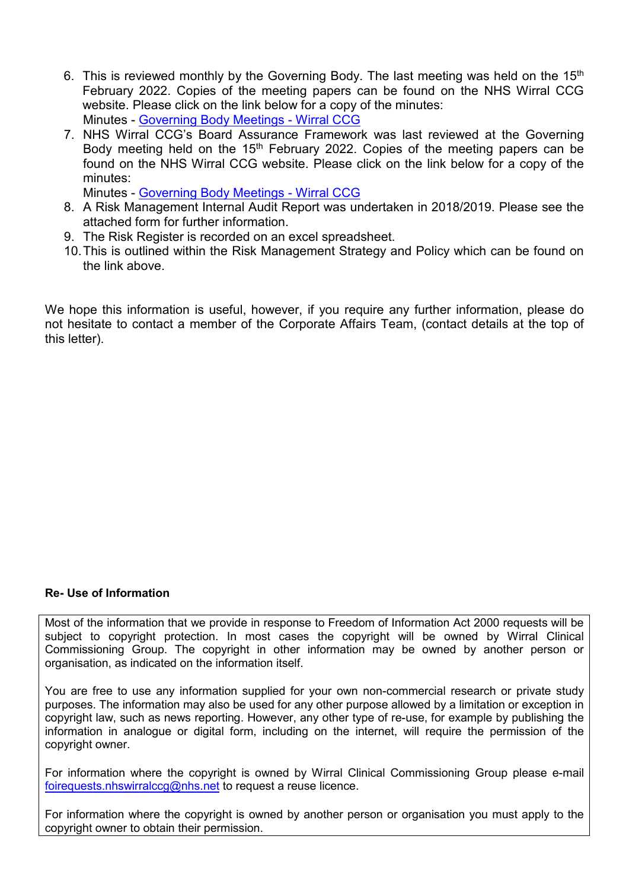6. This is reviewed monthly by the Governing Body. The last meeting was held on the 15th February 2022. Copies of the meeting papers can be found on the NHS Wirral CCG website. Please click on the link below for a copy of the minutes:
   Minutes - Governing Body Meetings - Wirral CCG
7. NHS Wirral CCG's Board Assurance Framework was last reviewed at the Governing Body meeting held on the 15th February 2022. Copies of the meeting papers can be found on the NHS Wirral CCG website. Please click on the link below for a copy of the minutes:
   Minutes - Governing Body Meetings - Wirral CCG
8. A Risk Management Internal Audit Report was undertaken in 2018/2019. Please see the attached form for further information.
9. The Risk Register is recorded on an excel spreadsheet.
10. This is outlined within the Risk Management Strategy and Policy which can be found on the link above.

We hope this information is useful, however, if you require any further information, please do not hesitate to contact a member of the Corporate Affairs Team, (contact details at the top of this letter).

**Re- Use of Information**

Most of the information that we provide in response to Freedom of Information Act 2000 requests will be subject to copyright protection. In most cases the copyright will be owned by Wirral Clinical Commissioning Group. The copyright in other information may be owned by another person or organisation, as indicated on the information itself.

You are free to use any information supplied for your own non-commercial research or private study purposes. The information may also be used for any other purpose allowed by a limitation or exception in copyright law, such as news reporting. However, any other type of re-use, for example by publishing the information in analogue or digital form, including on the internet, will require the permission of the copyright owner.

For information where the copyright is owned by Wirral Clinical Commissioning Group please e-mail foirequests.nhswirralccg@nhs.net to request a reuse licence.

For information where the copyright is owned by another person or organisation you must apply to the copyright owner to obtain their permission.